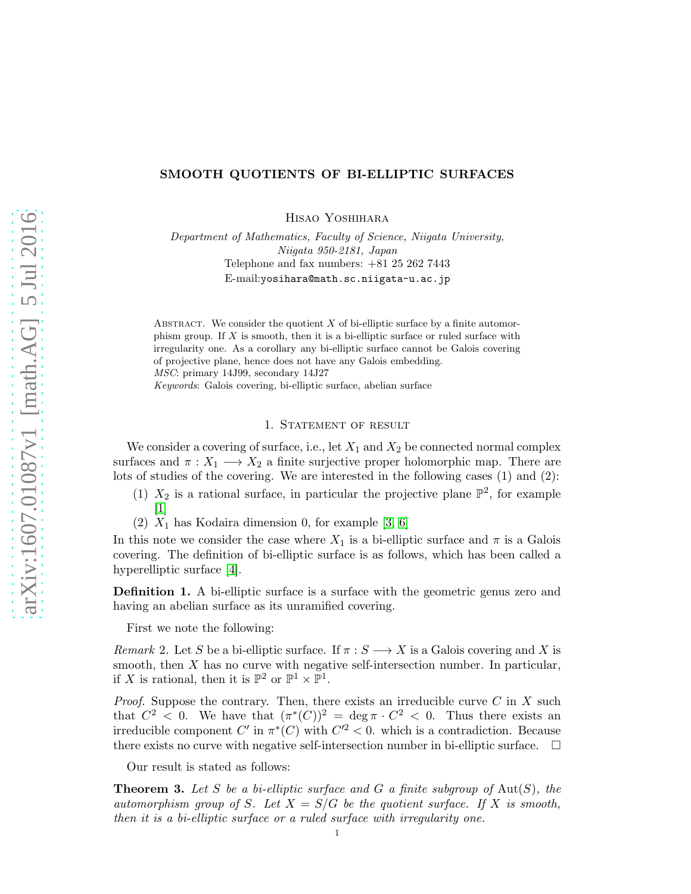# SMOOTH QUOTIENTS OF BI-ELLIPTIC SURFACES

Hisao Yoshihara

*Department of Mathematics, Faculty of Science, Niigata University, Niigata 950-2181, Japan*
Telephone and fax numbers: +81 25 262 7443
E-mail:yosihara@math.sc.niigata-u.ac.jp

Abstract. We consider the quotient $X$ of bi-elliptic surface by a finite automorphism group. If $X$ is smooth, then it is a bi-elliptic surface or ruled surface with irregularity one. As a corollary any bi-elliptic surface cannot be Galois covering of projective plane, hence does not have any Galois embedding.
*MSC*: primary 14J99, secondary 14J27
*Keywords*: Galois covering, bi-elliptic surface, abelian surface

## 1. Statement of result

We consider a covering of surface, i.e., let $X_1$ and $X_2$ be connected normal complex surfaces and $\pi : X_1 \longrightarrow X_2$ a finite surjective proper holomorphic map. There are lots of studies of the covering. We are interested in the following cases (1) and (2):

1. $X_2$ is a rational surface, in particular the projective plane $\mathbb{P}^2$, for example [1]
2. $X_1$ has Kodaira dimension 0, for example [3, 6]

In this note we consider the case where $X_1$ is a bi-elliptic surface and $\pi$ is a Galois covering. The definition of bi-elliptic surface is as follows, which has been called a hyperelliptic surface [4].

**Definition 1.** A bi-elliptic surface is a surface with the geometric genus zero and having an abelian surface as its unramified covering.

First we note the following:

*Remark* 2. Let $S$ be a bi-elliptic surface. If $\pi : S \longrightarrow X$ is a Galois covering and $X$ is smooth, then $X$ has no curve with negative self-intersection number. In particular, if $X$ is rational, then it is $\mathbb{P}^2$ or $\mathbb{P}^1 \times \mathbb{P}^1$.

*Proof.* Suppose the contrary. Then, there exists an irreducible curve $C$ in $X$ such that $C^2 < 0$. We have that $(\pi^*(C))^2 = \deg \pi \cdot C^2 < 0$. Thus there exists an irreducible component $C'$ in $\pi^*(C)$ with $C'^2 < 0$. which is a contradiction. Because there exists no curve with negative self-intersection number in bi-elliptic surface. $\square$

Our result is stated as follows:

**Theorem 3.** *Let $S$ be a bi-elliptic surface and $G$ a finite subgroup of $\mathrm{Aut}(S)$, the automorphism group of $S$. Let $X = S/G$ be the quotient surface. If $X$ is smooth, then it is a bi-elliptic surface or a ruled surface with irregularity one.*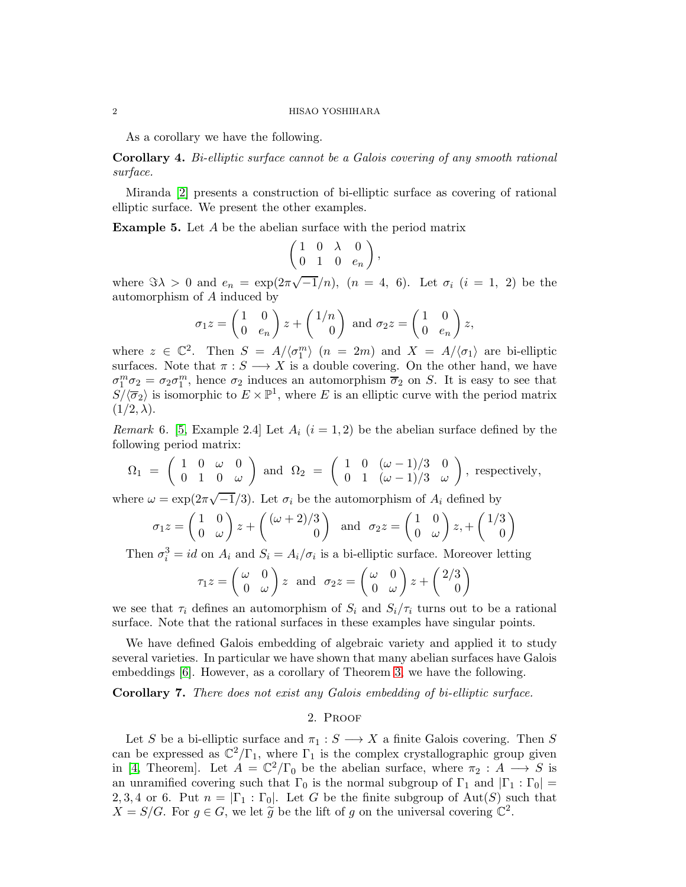As a corollary we have the following.

**Corollary 4.** *Bi-elliptic surface cannot be a Galois covering of any smooth rational surface.*

Miranda [2] presents a construction of bi-elliptic surface as covering of rational elliptic surface. We present the other examples.

**Example 5.** Let $A$ be the abelian surface with the period matrix

$$\begin{pmatrix} 1 & 0 & \lambda & 0 \\ 0 & 1 & 0 & e_n \end{pmatrix},$$

where $\Im\lambda > 0$ and $e_n = \exp(2\pi\sqrt{-1}/n)$, $(n = 4,\ 6)$. Let $\sigma_i$ $(i = 1,\ 2)$ be the automorphism of $A$ induced by

$$\sigma_1 z = \begin{pmatrix} 1 & 0 \\ 0 & e_n \end{pmatrix} z + \begin{pmatrix} 1/n \\ 0 \end{pmatrix} \text{ and } \sigma_2 z = \begin{pmatrix} 1 & 0 \\ 0 & e_n \end{pmatrix} z,$$

where $z \in \mathbb{C}^2$. Then $S = A/\langle\sigma_1^m\rangle$ $(n = 2m)$ and $X = A/\langle\sigma_1\rangle$ are bi-elliptic surfaces. Note that $\pi : S \longrightarrow X$ is a double covering. On the other hand, we have $\sigma_1^m\sigma_2 = \sigma_2\sigma_1^m$, hence $\sigma_2$ induces an automorphism $\overline{\sigma}_2$ on $S$. It is easy to see that $S/\langle\overline{\sigma}_2\rangle$ is isomorphic to $E \times \mathbb{P}^1$, where $E$ is an elliptic curve with the period matrix $(1/2, \lambda)$.

*Remark* 6. [5, Example 2.4] Let $A_i$ $(i = 1, 2)$ be the abelian surface defined by the following period matrix:

$$\Omega_1 = \begin{pmatrix} 1 & 0 & \omega & 0 \\ 0 & 1 & 0 & \omega \end{pmatrix} \text{ and } \Omega_2 = \begin{pmatrix} 1 & 0 & (\omega-1)/3 & 0 \\ 0 & 1 & (\omega-1)/3 & \omega \end{pmatrix}, \text{ respectively,}$$

where $\omega = \exp(2\pi\sqrt{-1}/3)$. Let $\sigma_i$ be the automorphism of $A_i$ defined by

$$\sigma_1 z = \begin{pmatrix} 1 & 0 \\ 0 & \omega \end{pmatrix} z + \begin{pmatrix} (\omega+2)/3 \\ 0 \end{pmatrix} \text{ and } \sigma_2 z = \begin{pmatrix} 1 & 0 \\ 0 & \omega \end{pmatrix} z, + \begin{pmatrix} 1/3 \\ 0 \end{pmatrix}$$

Then $\sigma_i^3 = id$ on $A_i$ and $S_i = A_i/\sigma_i$ is a bi-elliptic surface. Moreover letting

$$\tau_1 z = \begin{pmatrix} \omega & 0 \\ 0 & \omega \end{pmatrix} z \text{ and } \sigma_2 z = \begin{pmatrix} \omega & 0 \\ 0 & \omega \end{pmatrix} z + \begin{pmatrix} 2/3 \\ 0 \end{pmatrix}$$

we see that $\tau_i$ defines an automorphism of $S_i$ and $S_i/\tau_i$ turns out to be a rational surface. Note that the rational surfaces in these examples have singular points.

We have defined Galois embedding of algebraic variety and applied it to study several varieties. In particular we have shown that many abelian surfaces have Galois embeddings [6]. However, as a corollary of Theorem 3, we have the following.

**Corollary 7.** *There does not exist any Galois embedding of bi-elliptic surface.*

## 2. Proof

Let $S$ be a bi-elliptic surface and $\pi_1 : S \longrightarrow X$ a finite Galois covering. Then $S$ can be expressed as $\mathbb{C}^2/\Gamma_1$, where $\Gamma_1$ is the complex crystallographic group given in [4, Theorem]. Let $A = \mathbb{C}^2/\Gamma_0$ be the abelian surface, where $\pi_2 : A \longrightarrow S$ is an unramified covering such that $\Gamma_0$ is the normal subgroup of $\Gamma_1$ and $|\Gamma_1 : \Gamma_0| = 2, 3, 4$ or $6$. Put $n = |\Gamma_1 : \Gamma_0|$. Let $G$ be the finite subgroup of $\mathrm{Aut}(S)$ such that $X = S/G$. For $g \in G$, we let $\widetilde{g}$ be the lift of $g$ on the universal covering $\mathbb{C}^2$.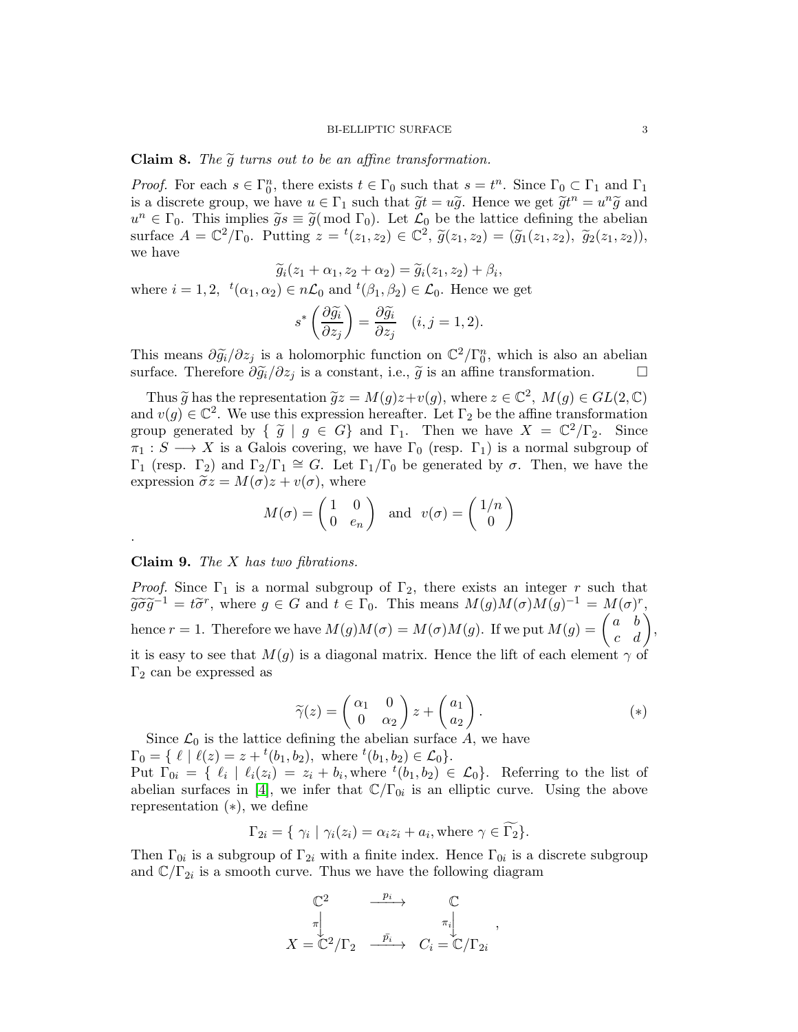**Claim 8.** *The $\widetilde{g}$ turns out to be an affine transformation.*

*Proof.* For each $s \in \Gamma_0^n$, there exists $t \in \Gamma_0$ such that $s = t^n$. Since $\Gamma_0 \subset \Gamma_1$ and $\Gamma_1$ is a discrete group, we have $u \in \Gamma_1$ such that $\widetilde{g}t = u\widetilde{g}$. Hence we get $\widetilde{g}t^n = u^n\widetilde{g}$ and $u^n \in \Gamma_0$. This implies $\widetilde{g}s \equiv \widetilde{g}(\bmod\ \Gamma_0)$. Let $\mathcal{L}_0$ be the lattice defining the abelian surface $A = \mathbb{C}^2/\Gamma_0$. Putting $z = {}^t(z_1, z_2) \in \mathbb{C}^2$, $\widetilde{g}(z_1, z_2) = (\widetilde{g}_1(z_1, z_2),\ \widetilde{g}_2(z_1, z_2))$, we have

$$\widetilde{g}_i(z_1 + \alpha_1, z_2 + \alpha_2) = \widetilde{g}_i(z_1, z_2) + \beta_i,$$

where $i = 1, 2$, ${}^t(\alpha_1, \alpha_2) \in n\mathcal{L}_0$ and ${}^t(\beta_1, \beta_2) \in \mathcal{L}_0$. Hence we get

$$s^*\left(\frac{\partial \widetilde{g}_i}{\partial z_j}\right) = \frac{\partial \widetilde{g}_i}{\partial z_j} \quad (i, j = 1, 2).$$

This means $\partial\widetilde{g}_i/\partial z_j$ is a holomorphic function on $\mathbb{C}^2/\Gamma_0^n$, which is also an abelian surface. Therefore $\partial\widetilde{g}_i/\partial z_j$ is a constant, i.e., $\widetilde{g}$ is an affine transformation. $\square$

Thus $\widetilde{g}$ has the representation $\widetilde{g}z = M(g)z + v(g)$, where $z \in \mathbb{C}^2$, $M(g) \in GL(2, \mathbb{C})$ and $v(g) \in \mathbb{C}^2$. We use this expression hereafter. Let $\Gamma_2$ be the affine transformation group generated by $\{\ \widetilde{g} \mid g \in G\}$ and $\Gamma_1$. Then we have $X = \mathbb{C}^2/\Gamma_2$. Since $\pi_1 : S \longrightarrow X$ is a Galois covering, we have $\Gamma_0$ (resp. $\Gamma_1$) is a normal subgroup of $\Gamma_1$ (resp. $\Gamma_2$) and $\Gamma_2/\Gamma_1 \cong G$. Let $\Gamma_1/\Gamma_0$ be generated by $\sigma$. Then, we have the expression $\widetilde{\sigma}z = M(\sigma)z + v(\sigma)$, where

$$M(\sigma) = \begin{pmatrix} 1 & 0 \\ 0 & e_n \end{pmatrix} \quad \text{and} \quad v(\sigma) = \begin{pmatrix} 1/n \\ 0 \end{pmatrix}$$

.

**Claim 9.** *The $X$ has two fibrations.*

*Proof.* Since $\Gamma_1$ is a normal subgroup of $\Gamma_2$, there exists an integer $r$ such that $\widetilde{g}\widetilde{\sigma}\widetilde{g}^{-1} = t\widetilde{\sigma}^r$, where $g \in G$ and $t \in \Gamma_0$. This means $M(g)M(\sigma)M(g)^{-1} = M(\sigma)^r$, hence $r = 1$. Therefore we have $M(g)M(\sigma) = M(\sigma)M(g)$. If we put $M(g) = \begin{pmatrix} a & b \\ c & d \end{pmatrix}$, it is easy to see that $M(g)$ is a diagonal matrix. Hence the lift of each element $\gamma$ of $\Gamma_2$ can be expressed as

$$\widetilde{\gamma}(z) = \begin{pmatrix} \alpha_1 & 0 \\ 0 & \alpha_2 \end{pmatrix} z + \begin{pmatrix} a_1 \\ a_2 \end{pmatrix}. \qquad (*)$$

Since $\mathcal{L}_0$ is the lattice defining the abelian surface $A$, we have $\Gamma_0 = \{\ \ell \mid \ell(z) = z + {}^t(b_1, b_2),\ \text{where } {}^t(b_1, b_2) \in \mathcal{L}_0\}$.
Put $\Gamma_{0i} = \{\ \ell_i \mid \ell_i(z_i) = z_i + b_i, \text{where } {}^t(b_1, b_2) \in \mathcal{L}_0\}$. Referring to the list of abelian surfaces in [4], we infer that $\mathbb{C}/\Gamma_{0i}$ is an elliptic curve. Using the above representation $(*)$, we define

$$\Gamma_{2i} = \{\ \gamma_i \mid \gamma_i(z_i) = \alpha_i z_i + a_i, \text{where } \gamma \in \widetilde{\Gamma_2}\}.$$

Then $\Gamma_{0i}$ is a subgroup of $\Gamma_{2i}$ with a finite index. Hence $\Gamma_{0i}$ is a discrete subgroup and $\mathbb{C}/\Gamma_{2i}$ is a smooth curve. Thus we have the following diagram

$$\begin{array}{ccc} \mathbb{C}^2 & \xrightarrow{p_i} & \mathbb{C} \\ {\scriptstyle\pi}\big\downarrow & & {\scriptstyle\pi_i}\big\downarrow \\ X = \mathbb{C}^2/\Gamma_2 & \xrightarrow{\bar{p_i}} & C_i = \mathbb{C}/\Gamma_{2i} \end{array},$$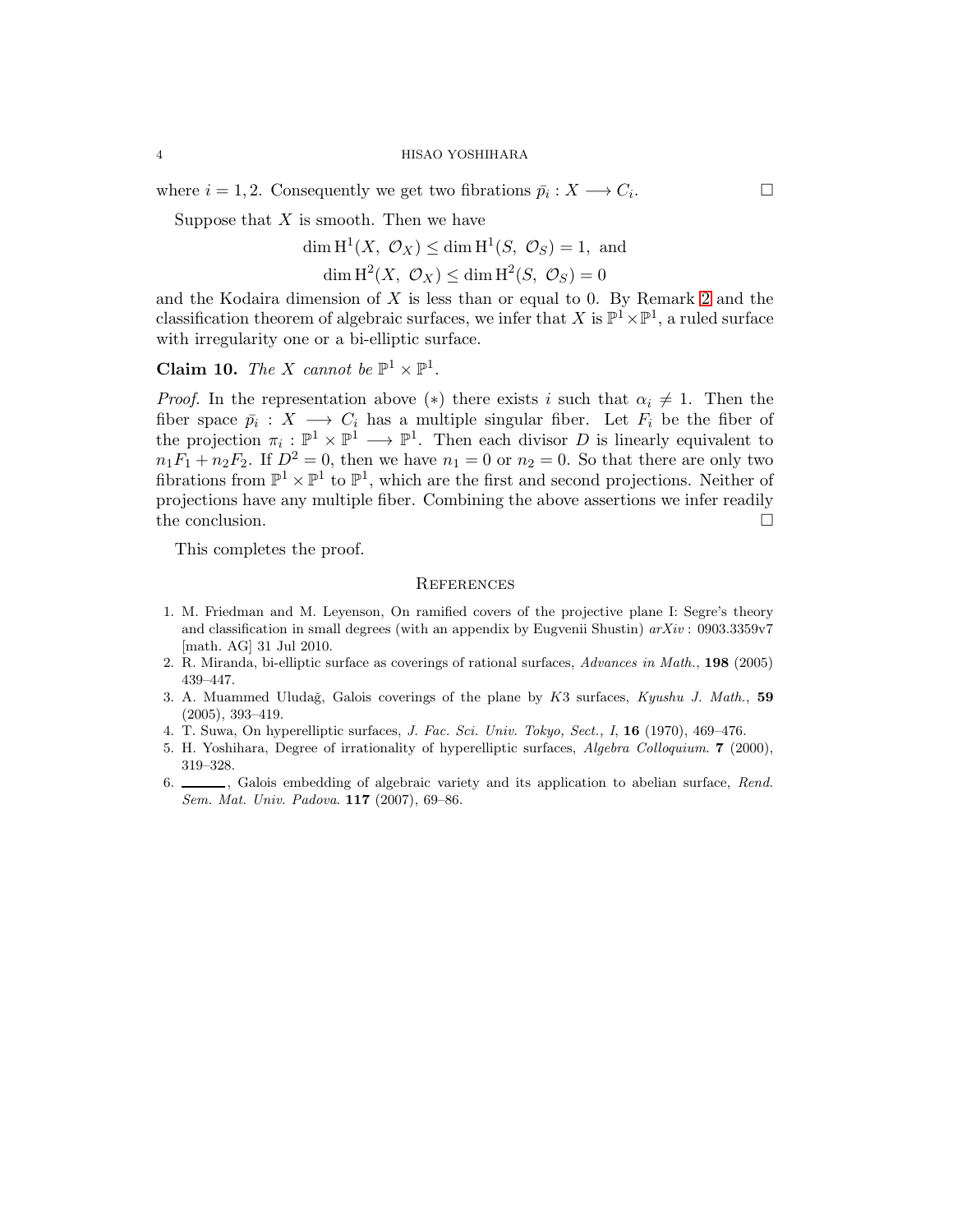where $i = 1, 2$. Consequently we get two fibrations $\bar{p}_i : X \longrightarrow C_i$. □

Suppose that $X$ is smooth. Then we have

$$\dim \mathrm{H}^1(X, \mathcal{O}_X) \leq \dim \mathrm{H}^1(S, \mathcal{O}_S) = 1, \text{ and}$$
$$\dim \mathrm{H}^2(X, \mathcal{O}_X) \leq \dim \mathrm{H}^2(S, \mathcal{O}_S) = 0$$

and the Kodaira dimension of $X$ is less than or equal to 0. By Remark 2 and the classification theorem of algebraic surfaces, we infer that $X$ is $\mathbb{P}^1 \times \mathbb{P}^1$, a ruled surface with irregularity one or a bi-elliptic surface.

**Claim 10.** *The $X$ cannot be $\mathbb{P}^1 \times \mathbb{P}^1$.*

*Proof.* In the representation above $(*)$ there exists $i$ such that $\alpha_i \neq 1$. Then the fiber space $\bar{p}_i : X \longrightarrow C_i$ has a multiple singular fiber. Let $F_i$ be the fiber of the projection $\pi_i : \mathbb{P}^1 \times \mathbb{P}^1 \longrightarrow \mathbb{P}^1$. Then each divisor $D$ is linearly equivalent to $n_1 F_1 + n_2 F_2$. If $D^2 = 0$, then we have $n_1 = 0$ or $n_2 = 0$. So that there are only two fibrations from $\mathbb{P}^1 \times \mathbb{P}^1$ to $\mathbb{P}^1$, which are the first and second projections. Neither of projections have any multiple fiber. Combining the above assertions we infer readily the conclusion. □

This completes the proof.

## References

1. M. Friedman and M. Leyenson, On ramified covers of the projective plane I: Segre's theory and classification in small degrees (with an appendix by Eugvenii Shustin) *arXiv* : 0903.3359v7 [math. AG] 31 Jul 2010.
2. R. Miranda, bi-elliptic surface as coverings of rational surfaces, *Advances in Math.*, **198** (2005) 439–447.
3. A. Muammed Uludağ, Galois coverings of the plane by $K3$ surfaces, *Kyushu J. Math.*, **59** (2005), 393–419.
4. T. Suwa, On hyperelliptic surfaces, *J. Fac. Sci. Univ. Tokyo, Sect., I*, **16** (1970), 469–476.
5. H. Yoshihara, Degree of irrationality of hyperelliptic surfaces, *Algebra Colloquium.* **7** (2000), 319–328.
6. ______, Galois embedding of algebraic variety and its application to abelian surface, *Rend. Sem. Mat. Univ. Padova.* **117** (2007), 69–86.